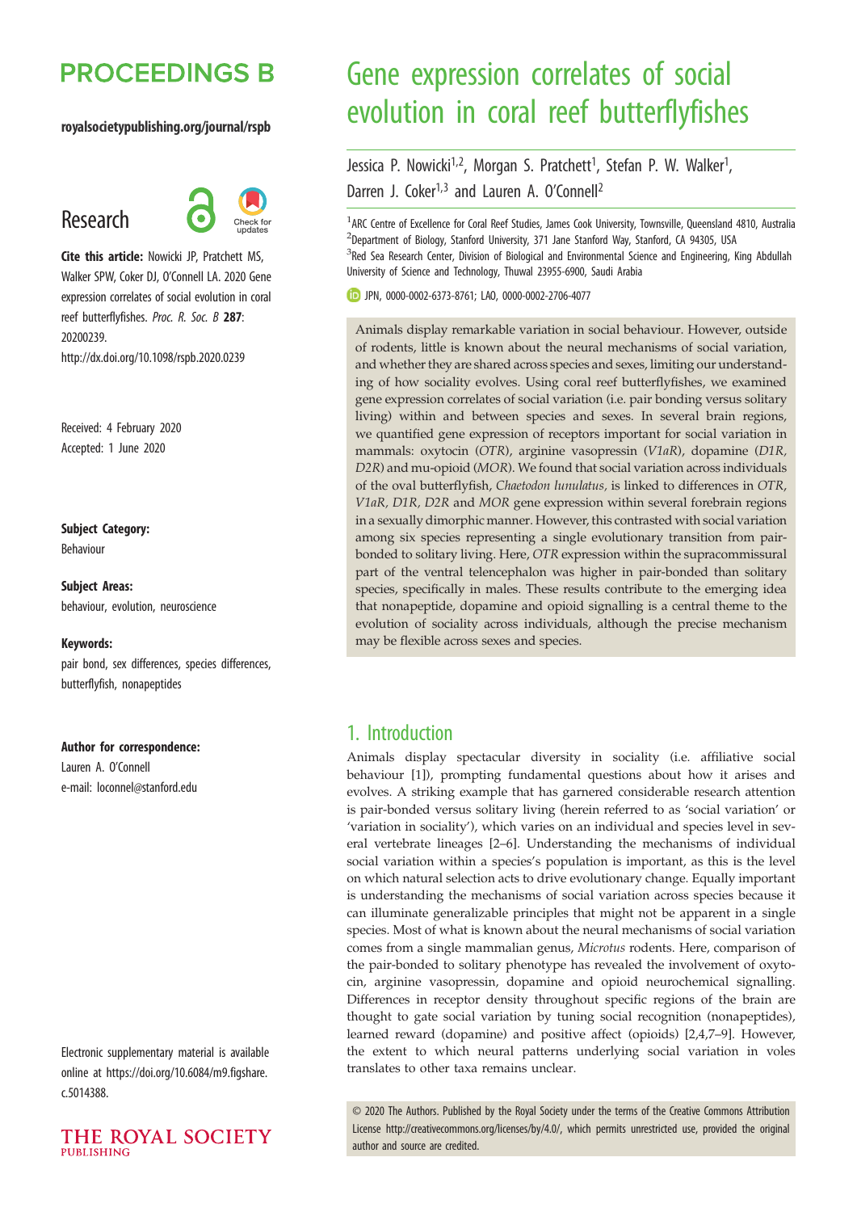# Gene expression correlates of social evolution in coral reef butterflyfishes

Jessica P. Nowicki[1,2], Morgan S. Pratchett[1], Stefan P. W. Walker[1], Darren J. Coker[1,3] and Lauren A. O'Connell[2]

[1]ARC Centre of Excellence for Coral Reef Studies, James Cook University, Townsville, Queensland 4810, Australia
[2]Department of Biology, Stanford University, 371 Jane Stanford Way, Stanford, CA 94305, USA
[3]Red Sea Research Center, Division of Biological and Environmental Science and Engineering, King Abdullah University of Science and Technology, Thuwal 23955-6900, Saudi Arabia

JPN, 0000-0002-6373-8761; LAO, 0000-0002-2706-4077

Research

**Cite this article:** Nowicki JP, Pratchett MS, Walker SPW, Coker DJ, O'Connell LA. 2020 Gene expression correlates of social evolution in coral reef butterflyfishes. *Proc. R. Soc. B* **287**: 20200239. http://dx.doi.org/10.1098/rspb.2020.0239

Received: 4 February 2020
Accepted: 1 June 2020

**Subject Category:**
Behaviour

**Subject Areas:**
behaviour, evolution, neuroscience

**Keywords:**
pair bond, sex differences, species differences, butterflyfish, nonapeptides

**Author for correspondence:**
Lauren A. O'Connell
e-mail: loconnel@stanford.edu

Electronic supplementary material is available online at https://doi.org/10.6084/m9.figshare.c.5014388.

Animals display remarkable variation in social behaviour. However, outside of rodents, little is known about the neural mechanisms of social variation, and whether they are shared across species and sexes, limiting our understanding of how sociality evolves. Using coral reef butterflyfishes, we examined gene expression correlates of social variation (i.e. pair bonding versus solitary living) within and between species and sexes. In several brain regions, we quantified gene expression of receptors important for social variation in mammals: oxytocin (*OTR*), arginine vasopressin (*V1aR*), dopamine (*D1R, D2R*) and mu-opioid (*MOR*). We found that social variation across individuals of the oval butterflyfish, *Chaetodon lunulatus,* is linked to differences in *OTR*, *V1aR, D1R, D2R* and *MOR* gene expression within several forebrain regions in a sexually dimorphic manner. However, this contrasted with social variation among six species representing a single evolutionary transition from pair-bonded to solitary living. Here, *OTR* expression within the supracommissural part of the ventral telencephalon was higher in pair-bonded than solitary species, specifically in males. These results contribute to the emerging idea that nonapeptide, dopamine and opioid signalling is a central theme to the evolution of sociality across individuals, although the precise mechanism may be flexible across sexes and species.

## 1. Introduction

Animals display spectacular diversity in sociality (i.e. affiliative social behaviour [1]), prompting fundamental questions about how it arises and evolves. A striking example that has garnered considerable research attention is pair-bonded versus solitary living (herein referred to as 'social variation' or 'variation in sociality'), which varies on an individual and species level in several vertebrate lineages [2–6]. Understanding the mechanisms of individual social variation within a species's population is important, as this is the level on which natural selection acts to drive evolutionary change. Equally important is understanding the mechanisms of social variation across species because it can illuminate generalizable principles that might not be apparent in a single species. Most of what is known about the neural mechanisms of social variation comes from a single mammalian genus, *Microtus* rodents. Here, comparison of the pair-bonded to solitary phenotype has revealed the involvement of oxytocin, arginine vasopressin, dopamine and opioid neurochemical signalling. Differences in receptor density throughout specific regions of the brain are thought to gate social variation by tuning social recognition (nonapeptides), learned reward (dopamine) and positive affect (opioids) [2,4,7–9]. However, the extent to which neural patterns underlying social variation in voles translates to other taxa remains unclear.

© 2020 The Authors. Published by the Royal Society under the terms of the Creative Commons Attribution License http://creativecommons.org/licenses/by/4.0/, which permits unrestricted use, provided the original author and source are credited.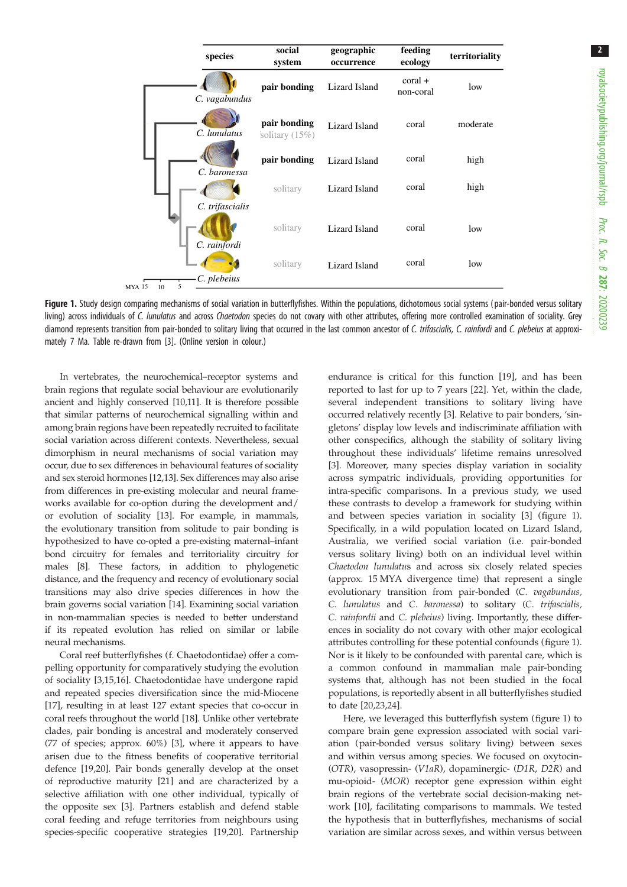| species | social system | geographic occurrence | feeding ecology | territoriality |
|---|---|---|---|---|
| *C. vagabundus* | **pair bonding** | Lizard Island | coral + non-coral | low |
| *C. lunulatus* | **pair bonding** solitary (15%) | Lizard Island | coral | moderate |
| *C. baronessa* | **pair bonding** | Lizard Island | coral | high |
| *C. trifascialis* | solitary | Lizard Island | coral | high |
| *C. rainfordi* | solitary | Lizard Island | coral | low |
| *C. plebeius* | solitary | Lizard Island | coral | low |

**Figure 1.** Study design comparing mechanisms of social variation in butterflyfishes. Within the populations, dichotomous social systems (pair-bonded versus solitary living) across individuals of *C. lunulatus* and across *Chaetodon* species do not covary with other attributes, offering more controlled examination of sociality. Grey diamond represents transition from pair-bonded to solitary living that occurred in the last common ancestor of *C. trifascialis*, *C. rainfordi* and *C. plebeius* at approximately 7 Ma. Table re-drawn from [3]. (Online version in colour.)

In vertebrates, the neurochemical–receptor systems and brain regions that regulate social behaviour are evolutionarily ancient and highly conserved [10,11]. It is therefore possible that similar patterns of neurochemical signalling within and among brain regions have been repeatedly recruited to facilitate social variation across different contexts. Nevertheless, sexual dimorphism in neural mechanisms of social variation may occur, due to sex differences in behavioural features of sociality and sex steroid hormones [12,13]. Sex differences may also arise from differences in pre-existing molecular and neural frameworks available for co-option during the development and/or evolution of sociality [13]. For example, in mammals, the evolutionary transition from solitude to pair bonding is hypothesized to have co-opted a pre-existing maternal–infant bond circuitry for females and territoriality circuitry for males [8]. These factors, in addition to phylogenetic distance, and the frequency and recency of evolutionary social transitions may also drive species differences in how the brain governs social variation [14]. Examining social variation in non-mammalian species is needed to better understand if its repeated evolution has relied on similar or labile neural mechanisms.

Coral reef butterflyfishes (f. Chaetodontidae) offer a compelling opportunity for comparatively studying the evolution of sociality [3,15,16]. Chaetodontidae have undergone rapid and repeated species diversification since the mid-Miocene [17], resulting in at least 127 extant species that co-occur in coral reefs throughout the world [18]. Unlike other vertebrate clades, pair bonding is ancestral and moderately conserved (77 of species; approx. 60%) [3], where it appears to have arisen due to the fitness benefits of cooperative territorial defence [19,20]. Pair bonds generally develop at the onset of reproductive maturity [21] and are characterized by a selective affiliation with one other individual, typically of the opposite sex [3]. Partners establish and defend stable coral feeding and refuge territories from neighbours using species-specific cooperative strategies [19,20]. Partnership endurance is critical for this function [19], and has been reported to last for up to 7 years [22]. Yet, within the clade, several independent transitions to solitary living have occurred relatively recently [3]. Relative to pair bonders, 'singletons' display low levels and indiscriminate affiliation with other conspecifics, although the stability of solitary living throughout these individuals' lifetime remains unresolved [3]. Moreover, many species display variation in sociality across sympatric individuals, providing opportunities for intra-specific comparisons. In a previous study, we used these contrasts to develop a framework for studying within and between species variation in sociality [3] (figure 1). Specifically, in a wild population located on Lizard Island, Australia, we verified social variation (i.e. pair-bonded versus solitary living) both on an individual level within *Chaetodon lunulatus* and across six closely related species (approx. 15 MYA divergence time) that represent a single evolutionary transition from pair-bonded (*C. vagabundus*, *C. lunulatus* and *C. baronessa*) to solitary (*C. trifascialis*, *C. rainfordii* and *C. plebeius*) living. Importantly, these differences in sociality do not covary with other major ecological attributes controlling for these potential confounds (figure 1). Nor is it likely to be confounded with parental care, which is a common confound in mammalian male pair-bonding systems that, although has not been studied in the focal populations, is reportedly absent in all butterflyfishes studied to date [20,23,24].

Here, we leveraged this butterflyfish system (figure 1) to compare brain gene expression associated with social variation (pair-bonded versus solitary living) between sexes and within versus among species. We focused on oxytocin- (*OTR*), vasopressin- (*V1aR*), dopaminergic- (*D1R*, *D2R*) and mu-opioid- (*MOR*) receptor gene expression within eight brain regions of the vertebrate social decision-making network [10], facilitating comparisons to mammals. We tested the hypothesis that in butterflyfishes, mechanisms of social variation are similar across sexes, and within versus between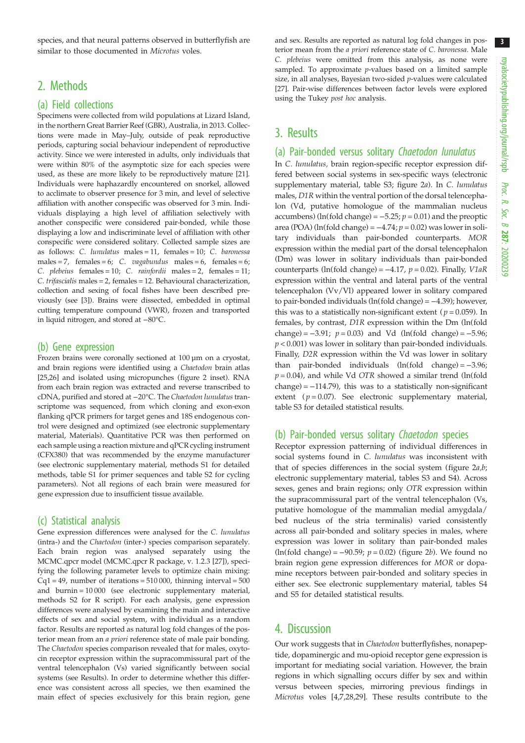species, and that neural patterns observed in butterflyfish are similar to those documented in *Microtus* voles.

## 2. Methods

### (a) Field collections

Specimens were collected from wild populations at Lizard Island, in the northern Great Barrier Reef (GBR), Australia, in 2013. Collections were made in May–July, outside of peak reproductive periods, capturing social behaviour independent of reproductive activity. Since we were interested in adults, only individuals that were within 80% of the asymptotic size for each species were used, as these are more likely to be reproductively mature [21]. Individuals were haphazardly encountered on snorkel, allowed to acclimate to observer presence for 3 min, and level of selective affiliation with another conspecific was observed for 3 min. Individuals displaying a high level of affiliation selectively with another conspecific were considered pair-bonded, while those displaying a low and indiscriminate level of affiliation with other conspecific were considered solitary. Collected sample sizes are as follows: *C. lunulatus* males = 11, females = 10; *C. baronessa* males = 7, females = 6; *C. vagabundus* males = 6, females = 6; *C. plebeius* females = 10; *C. rainfordii* males = 2, females = 11; *C. trifascialis* males = 2, females = 12. Behavioural characterization, collection and sexing of focal fishes have been described previously (see [3]). Brains were dissected, embedded in optimal cutting temperature compound (VWR), frozen and transported in liquid nitrogen, and stored at −80°C.

### (b) Gene expression

Frozen brains were coronally sectioned at 100 µm on a cryostat, and brain regions were identified using a *Chaetodon* brain atlas [25,26] and isolated using micropunches (figure 2 inset). RNA from each brain region was extracted and reverse transcribed to cDNA, purified and stored at −20°C. The *Chaetodon lunulatus* transcriptome was sequenced, from which cloning and exon-exon flanking qPCR primers for target genes and 18S endogenous control were designed and optimized (see electronic supplementary material, Materials). Quantitative PCR was then performed on each sample using a reaction mixture and qPCR cycling instrument (CFX380) that was recommended by the enzyme manufacturer (see electronic supplementary material, methods S1 for detailed methods, table S1 for primer sequences and table S2 for cycling parameters). Not all regions of each brain were measured for gene expression due to insufficient tissue available.

### (c) Statistical analysis

Gene expression differences were analysed for the *C. lunulatus* (intra-) and the *Chaetodon* (inter-) species comparison separately. Each brain region was analysed separately using the MCMC.qpcr model (MCMC.qpcr R package, v. 1.2.3 [27]), specifying the following parameter levels to optimize chain mixing: Cq1 = 49, number of iterations = 510 000, thinning interval = 500 and burnin = 10 000 (see electronic supplementary material, methods S2 for R script). For each analysis, gene expression differences were analysed by examining the main and interactive effects of sex and social system, with individual as a random factor. Results are reported as natural log fold changes of the posterior mean from an *a priori* reference state of male pair bonding. The *Chaetodon* species comparison revealed that for males, oxytocin receptor expression within the supracommissural part of the ventral telencephalon (Vs) varied significantly between social systems (see Results). In order to determine whether this difference was consistent across all species, we then examined the main effect of species exclusively for this brain region, gene and sex. Results are reported as natural log fold changes in posterior mean from the *a priori* reference state of *C. baronessa*. Male *C. plebeius* were omitted from this analysis, as none were sampled. To approximate *p*-values based on a limited sample size, in all analyses, Bayesian two-sided *p*-values were calculated [27]. Pair-wise differences between factor levels were explored using the Tukey *post hoc* analysis.

## 3. Results

### (a) Pair-bonded versus solitary *Chaetodon lunulatus*

In *C. lunulatus*, brain region-specific receptor expression differed between social systems in sex-specific ways (electronic supplementary material, table S3; figure 2*a*). In *C. lunulatus* males, *D1R* within the ventral portion of the dorsal telencephalon (Vd, putative homologue of the mammalian nucleus accumbens) (ln(fold change) = −5.25; $p = 0.01$) and the preoptic area (POA) (ln(fold change) = −4.74; $p = 0.02$) was lower in solitary individuals than pair-bonded counterparts. *MOR* expression within the medial part of the dorsal telencephalon (Dm) was lower in solitary individuals than pair-bonded counterparts (ln(fold change) = −4.17, $p = 0.02$). Finally, *V1aR* expression within the ventral and lateral parts of the ventral telencephalon (Vv/Vl) appeared lower in solitary compared to pair-bonded individuals (ln(fold change) = −4.39); however, this was to a statistically non-significant extent ($p = 0.059$). In females, by contrast, *D1R* expression within the Dm (ln(fold change) = −3.91; $p = 0.03$) and Vd (ln(fold change) = −5.96; $p < 0.001$) was lower in solitary than pair-bonded individuals. Finally, *D2R* expression within the Vd was lower in solitary than pair-bonded individuals (ln(fold change) = −3.96; $p = 0.04$), and while Vd *OTR* showed a similar trend (ln(fold change) = −114.79), this was to a statistically non-significant extent ($p = 0.07$). See electronic supplementary material, table S3 for detailed statistical results.

### (b) Pair-bonded versus solitary *Chaetodon* species

Receptor expression patterning of individual differences in social systems found in *C. lunulatus* was inconsistent with that of species differences in the social system (figure 2*a*,*b*; electronic supplementary material, tables S3 and S4). Across sexes, genes and brain regions; only *OTR* expression within the supracommissural part of the ventral telencephalon (Vs, putative homologue of the mammalian medial amygdala/bed nucleus of the stria terminalis) varied consistently across all pair-bonded and solitary species in males, where expression was lower in solitary than pair-bonded males (ln(fold change) = −90.59; $p = 0.02$) (figure 2*b*). We found no brain region gene expression differences for *MOR* or dopamine receptors between pair-bonded and solitary species in either sex. See electronic supplementary material, tables S4 and S5 for detailed statistical results.

## 4. Discussion

Our work suggests that in *Chaetodon* butterflyfishes, nonapeptide, dopaminergic and mu-opioid receptor gene expression is important for mediating social variation. However, the brain regions in which signalling occurs differ by sex and within versus between species, mirroring previous findings in *Microtus* voles [4,7,28,29]. These results contribute to the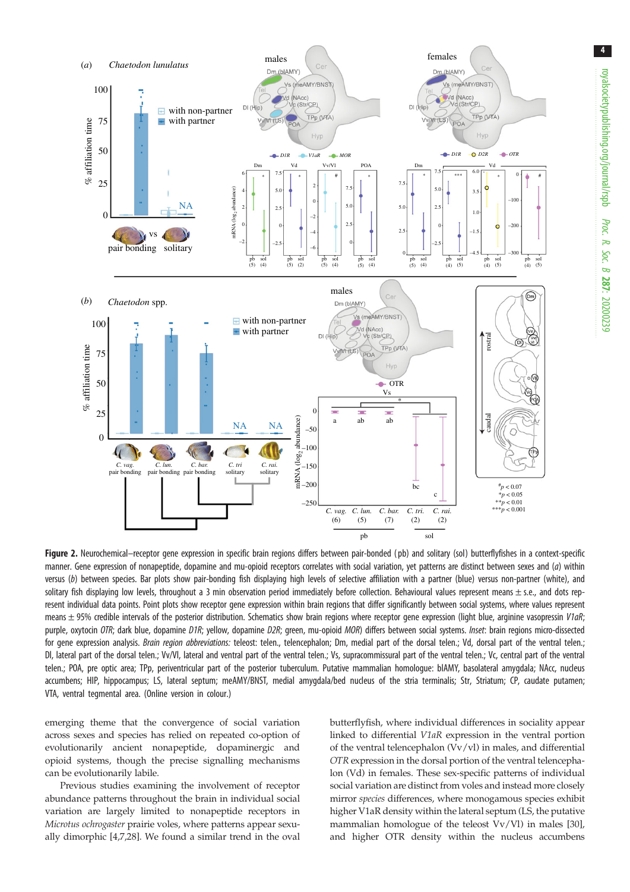**Figure 2.** Neurochemical–receptor gene expression in specific brain regions differs between pair-bonded (pb) and solitary (sol) butterflyfishes in a context-specific manner. Gene expression of nonapeptide, dopamine and mu-opioid receptors correlates with social variation, yet patterns are distinct between sexes and (*a*) within versus (*b*) between species. Bar plots show pair-bonding fish displaying high levels of selective affiliation with a partner (blue) versus non-partner (white), and solitary fish displaying low levels, throughout a 3 min observation period immediately before collection. Behavioural values represent means ± s.e., and dots represent individual data points. Point plots show receptor gene expression within brain regions that differ significantly between social systems, where values represent means ± 95% credible intervals of the posterior distribution. Schematics show brain regions where receptor gene expression (light blue, arginine vasopressin *V1aR*; purple, oxytocin *OTR*; dark blue, dopamine *D1R*; yellow, dopamine *D2R*; green, mu-opioid *MOR*) differs between social systems. *Inset*: brain regions micro-dissected for gene expression analysis. *Brain region abbreviations:* teleost: telen., telencephalon; Dm, medial part of the dorsal telen.; Vd, dorsal part of the ventral telen.; Dl, lateral part of the dorsal telen.; Vv/Vl, lateral and ventral part of the ventral telen.; Vs, supracommissural part of the ventral telen.; Vc, central part of the ventral telen.; POA, pre optic area; TPp, periventricular part of the posterior tuberculum. Putative mammalian homologue: blAMY, basolateral amygdala; NAcc, nucleus accumbens; HIP, hippocampus; LS, lateral septum; meAMY/BNST, medial amygdala/bed nucleus of the stria terminalis; Str, Striatum; CP, caudate putamen; VTA, ventral tegmental area. (Online version in colour.)

emerging theme that the convergence of social variation across sexes and species has relied on repeated co-option of evolutionarily ancient nonapeptide, dopaminergic and opioid systems, though the precise signalling mechanisms can be evolutionarily labile.

Previous studies examining the involvement of receptor abundance patterns throughout the brain in individual social variation are largely limited to nonapeptide receptors in *Microtus ochrogaster* prairie voles, where patterns appear sexually dimorphic [4,7,28]. We found a similar trend in the oval butterflyfish, where individual differences in sociality appear linked to differential *V1aR* expression in the ventral portion of the ventral telencephalon (Vv/vl) in males, and differential *OTR* expression in the dorsal portion of the ventral telencephalon (Vd) in females. These sex-specific patterns of individual social variation are distinct from voles and instead more closely mirror *species* differences, where monogamous species exhibit higher V1aR density within the lateral septum (LS, the putative mammalian homologue of the teleost Vv/Vl) in males [30], and higher OTR density within the nucleus accumbens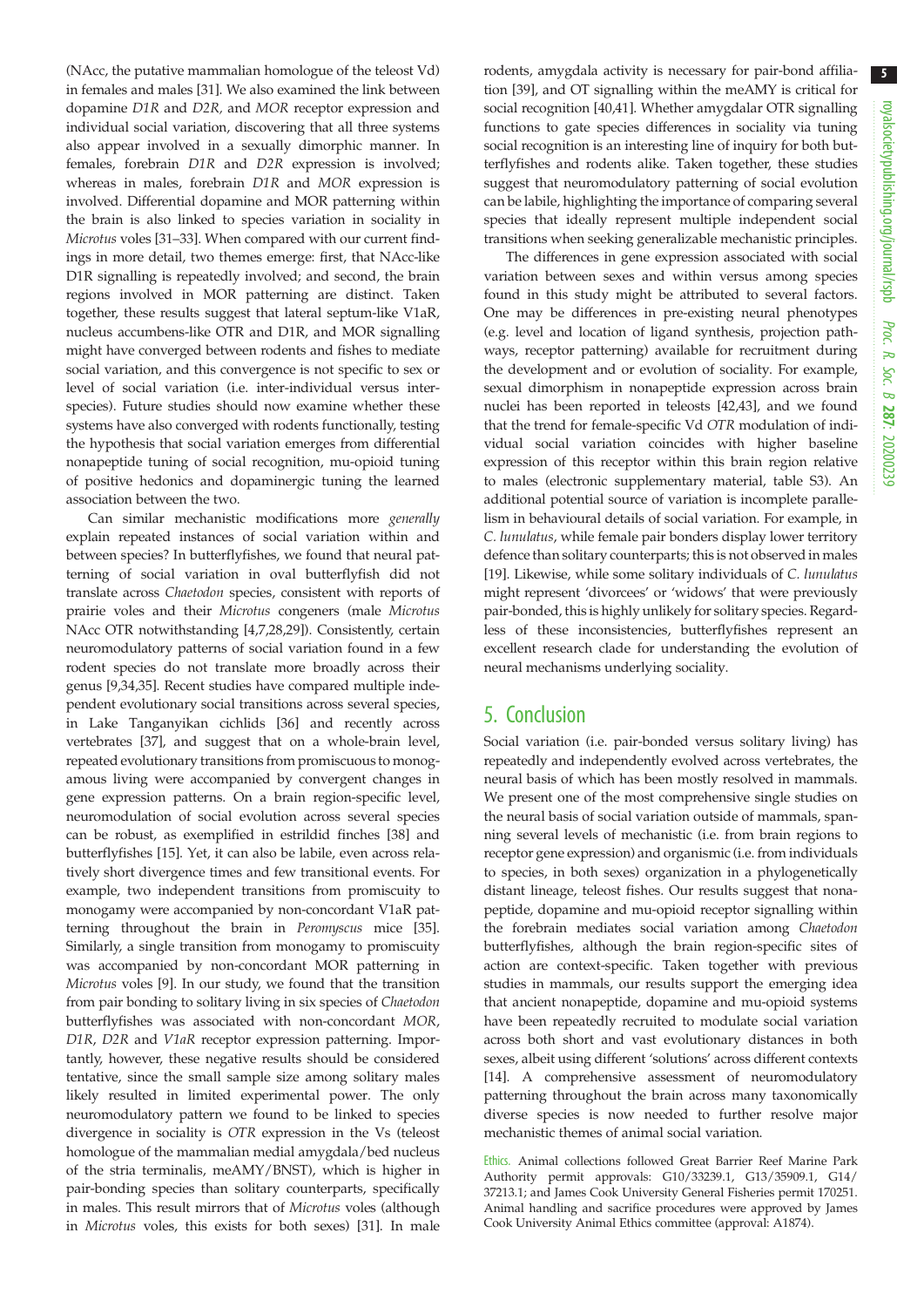(NAcc, the putative mammalian homologue of the teleost Vd) in females and males [31]. We also examined the link between dopamine *D1R* and *D2R*, and *MOR* receptor expression and individual social variation, discovering that all three systems also appear involved in a sexually dimorphic manner. In females, forebrain *D1R* and *D2R* expression is involved; whereas in males, forebrain *D1R* and *MOR* expression is involved. Differential dopamine and MOR patterning within the brain is also linked to species variation in sociality in *Microtus* voles [31–33]. When compared with our current findings in more detail, two themes emerge: first, that NAcc-like D1R signalling is repeatedly involved; and second, the brain regions involved in MOR patterning are distinct. Taken together, these results suggest that lateral septum-like V1aR, nucleus accumbens-like OTR and D1R, and MOR signalling might have converged between rodents and fishes to mediate social variation, and this convergence is not specific to sex or level of social variation (i.e. inter-individual versus interspecies). Future studies should now examine whether these systems have also converged with rodents functionally, testing the hypothesis that social variation emerges from differential nonapeptide tuning of social recognition, mu-opioid tuning of positive hedonics and dopaminergic tuning the learned association between the two.

Can similar mechanistic modifications more *generally* explain repeated instances of social variation within and between species? In butterflyfishes, we found that neural patterning of social variation in oval butterflyfish did not translate across *Chaetodon* species, consistent with reports of prairie voles and their *Microtus* congeners (male *Microtus* NAcc OTR notwithstanding [4,7,28,29]). Consistently, certain neuromodulatory patterns of social variation found in a few rodent species do not translate more broadly across their genus [9,34,35]. Recent studies have compared multiple independent evolutionary social transitions across several species, in Lake Tanganyikan cichlids [36] and recently across vertebrates [37], and suggest that on a whole-brain level, repeated evolutionary transitions from promiscuous to monogamous living were accompanied by convergent changes in gene expression patterns. On a brain region-specific level, neuromodulation of social evolution across several species can be robust, as exemplified in estrildid finches [38] and butterflyfishes [15]. Yet, it can also be labile, even across relatively short divergence times and few transitional events. For example, two independent transitions from promiscuity to monogamy were accompanied by non-concordant V1aR patterning throughout the brain in *Peromyscus* mice [35]. Similarly, a single transition from monogamy to promiscuity was accompanied by non-concordant MOR patterning in *Microtus* voles [9]. In our study, we found that the transition from pair bonding to solitary living in six species of *Chaetodon* butterflyfishes was associated with non-concordant *MOR*, *D1R*, *D2R* and *V1aR* receptor expression patterning. Importantly, however, these negative results should be considered tentative, since the small sample size among solitary males likely resulted in limited experimental power. The only neuromodulatory pattern we found to be linked to species divergence in sociality is *OTR* expression in the Vs (teleost homologue of the mammalian medial amygdala/bed nucleus of the stria terminalis, meAMY/BNST), which is higher in pair-bonding species than solitary counterparts, specifically in males. This result mirrors that of *Microtus* voles (although in *Microtus* voles, this exists for both sexes) [31]. In male rodents, amygdala activity is necessary for pair-bond affiliation [39], and OT signalling within the meAMY is critical for social recognition [40,41]. Whether amygdalar OTR signalling functions to gate species differences in sociality via tuning social recognition is an interesting line of inquiry for both butterflyfishes and rodents alike. Taken together, these studies suggest that neuromodulatory patterning of social evolution can be labile, highlighting the importance of comparing several species that ideally represent multiple independent social transitions when seeking generalizable mechanistic principles.

The differences in gene expression associated with social variation between sexes and within versus among species found in this study might be attributed to several factors. One may be differences in pre-existing neural phenotypes (e.g. level and location of ligand synthesis, projection pathways, receptor patterning) available for recruitment during the development and or evolution of sociality. For example, sexual dimorphism in nonapeptide expression across brain nuclei has been reported in teleosts [42,43], and we found that the trend for female-specific Vd *OTR* modulation of individual social variation coincides with higher baseline expression of this receptor within this brain region relative to males (electronic supplementary material, table S3). An additional potential source of variation is incomplete parallelism in behavioural details of social variation. For example, in *C. lunulatus*, while female pair bonders display lower territory defence than solitary counterparts; this is not observed in males [19]. Likewise, while some solitary individuals of *C. lunulatus* might represent 'divorcees' or 'widows' that were previously pair-bonded, this is highly unlikely for solitary species. Regardless of these inconsistencies, butterflyfishes represent an excellent research clade for understanding the evolution of neural mechanisms underlying sociality.

## 5. Conclusion

Social variation (i.e. pair-bonded versus solitary living) has repeatedly and independently evolved across vertebrates, the neural basis of which has been mostly resolved in mammals. We present one of the most comprehensive single studies on the neural basis of social variation outside of mammals, spanning several levels of mechanistic (i.e. from brain regions to receptor gene expression) and organismic (i.e. from individuals to species, in both sexes) organization in a phylogenetically distant lineage, teleost fishes. Our results suggest that nonapeptide, dopamine and mu-opioid receptor signalling within the forebrain mediates social variation among *Chaetodon* butterflyfishes, although the brain region-specific sites of action are context-specific. Taken together with previous studies in mammals, our results support the emerging idea that ancient nonapeptide, dopamine and mu-opioid systems have been repeatedly recruited to modulate social variation across both short and vast evolutionary distances in both sexes, albeit using different 'solutions' across different contexts [14]. A comprehensive assessment of neuromodulatory patterning throughout the brain across many taxonomically diverse species is now needed to further resolve major mechanistic themes of animal social variation.

Ethics. Animal collections followed Great Barrier Reef Marine Park Authority permit approvals: G10/33239.1, G13/35909.1, G14/37213.1; and James Cook University General Fisheries permit 170251. Animal handling and sacrifice procedures were approved by James Cook University Animal Ethics committee (approval: A1874).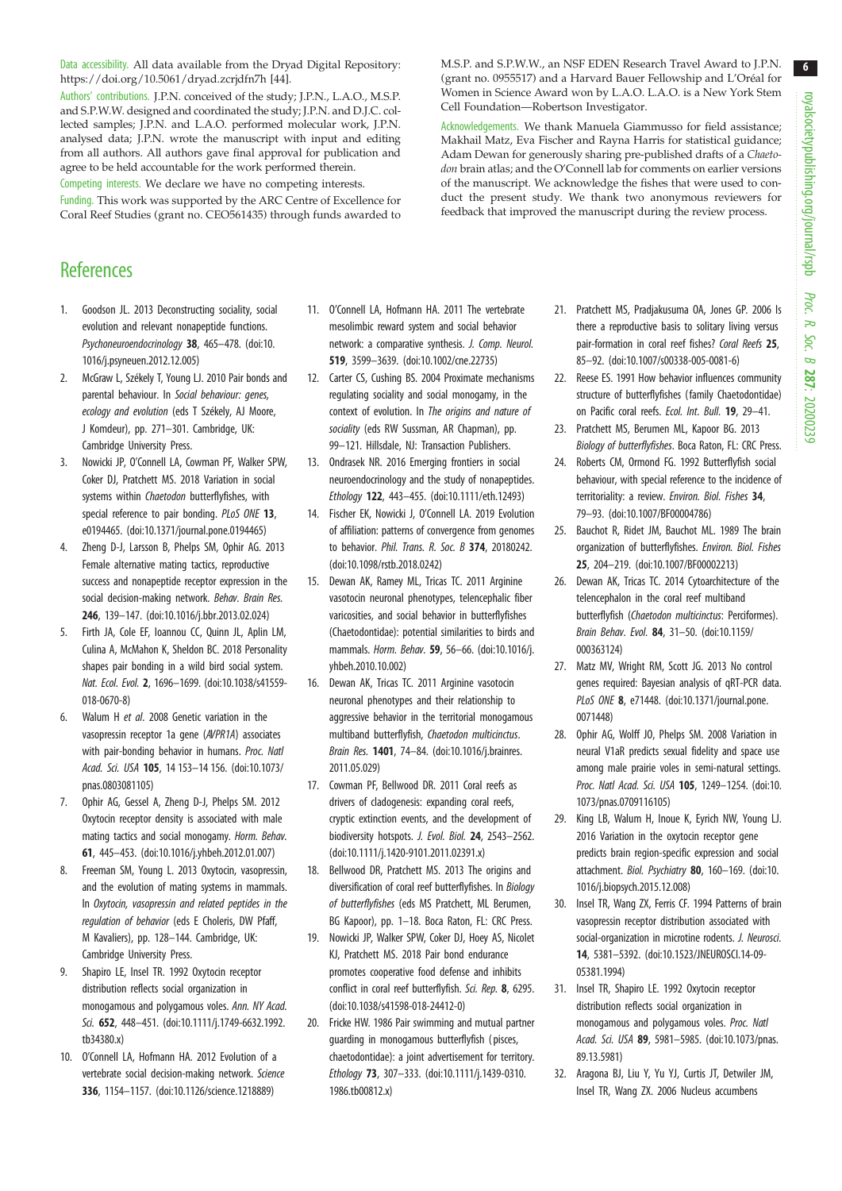Data accessibility. All data available from the Dryad Digital Repository: https://doi.org/10.5061/dryad.zcrjdfn7h [44].

Authors' contributions. J.P.N. conceived of the study; J.P.N., L.A.O., M.S.P. and S.P.W.W. designed and coordinated the study; J.P.N. and D.J.C. collected samples; J.P.N. and L.A.O. performed molecular work, J.P.N. analysed data; J.P.N. wrote the manuscript with input and editing from all authors. All authors gave final approval for publication and agree to be held accountable for the work performed therein.

Competing interests. We declare we have no competing interests.

Funding. This work was supported by the ARC Centre of Excellence for Coral Reef Studies (grant no. CEO561435) through funds awarded to M.S.P. and S.P.W.W., an NSF EDEN Research Travel Award to J.P.N. (grant no. 0955517) and a Harvard Bauer Fellowship and L'Oréal for Women in Science Award won by L.A.O. L.A.O. is a New York Stem Cell Foundation—Robertson Investigator.

Acknowledgements. We thank Manuela Giammusso for field assistance; Makhail Matz, Eva Fischer and Rayna Harris for statistical guidance; Adam Dewan for generously sharing pre-published drafts of a *Chaetodon* brain atlas; and the O'Connell lab for comments on earlier versions of the manuscript. We acknowledge the fishes that were used to conduct the present study. We thank two anonymous reviewers for feedback that improved the manuscript during the review process.

## References

1. Goodson JL. 2013 Deconstructing sociality, social evolution and relevant nonapeptide functions. *Psychoneuroendocrinology* **38**, 465–478. (doi:10.1016/j.psyneuen.2012.12.005)
2. McGraw L, Székely T, Young LJ. 2010 Pair bonds and parental behaviour. In *Social behaviour: genes, ecology and evolution* (eds T Székely, AJ Moore, J Komdeur), pp. 271–301. Cambridge, UK: Cambridge University Press.
3. Nowicki JP, O'Connell LA, Cowman PF, Walker SPW, Coker DJ, Pratchett MS. 2018 Variation in social systems within *Chaetodon* butterflyfishes, with special reference to pair bonding. *PLoS ONE* **13**, e0194465. (doi:10.1371/journal.pone.0194465)
4. Zheng D-J, Larsson B, Phelps SM, Ophir AG. 2013 Female alternative mating tactics, reproductive success and nonapeptide receptor expression in the social decision-making network. *Behav. Brain Res.* **246**, 139–147. (doi:10.1016/j.bbr.2013.02.024)
5. Firth JA, Cole EF, Ioannou CC, Quinn JL, Aplin LM, Culina A, McMahon K, Sheldon BC. 2018 Personality shapes pair bonding in a wild bird social system. *Nat. Ecol. Evol.* **2**, 1696–1699. (doi:10.1038/s41559-018-0670-8)
6. Walum H *et al.* 2008 Genetic variation in the vasopressin receptor 1a gene (*AVPR1A*) associates with pair-bonding behavior in humans. *Proc. Natl Acad. Sci. USA* **105**, 14 153–14 156. (doi:10.1073/pnas.0803081105)
7. Ophir AG, Gessel A, Zheng D-J, Phelps SM. 2012 Oxytocin receptor density is associated with male mating tactics and social monogamy. *Horm. Behav.* **61**, 445–453. (doi:10.1016/j.yhbeh.2012.01.007)
8. Freeman SM, Young L. 2013 Oxytocin, vasopressin, and the evolution of mating systems in mammals. In *Oxytocin, vasopressin and related peptides in the regulation of behavior* (eds E Choleris, DW Pfaff, M Kavaliers), pp. 128–144. Cambridge, UK: Cambridge University Press.
9. Shapiro LE, Insel TR. 1992 Oxytocin receptor distribution reflects social organization in monogamous and polygamous voles. *Ann. NY Acad. Sci.* **652**, 448–451. (doi:10.1111/j.1749-6632.1992.tb34380.x)
10. O'Connell LA, Hofmann HA. 2012 Evolution of a vertebrate social decision-making network. *Science* **336**, 1154–1157. (doi:10.1126/science.1218889)
11. O'Connell LA, Hofmann HA. 2011 The vertebrate mesolimbic reward system and social behavior network: a comparative synthesis. *J. Comp. Neurol.* **519**, 3599–3639. (doi:10.1002/cne.22735)
12. Carter CS, Cushing BS. 2004 Proximate mechanisms regulating sociality and social monogamy, in the context of evolution. In *The origins and nature of sociality* (eds RW Sussman, AR Chapman), pp. 99–121. Hillsdale, NJ: Transaction Publishers.
13. Ondrasek NR. 2016 Emerging frontiers in social neuroendocrinology and the study of nonapeptides. *Ethology* **122**, 443–455. (doi:10.1111/eth.12493)
14. Fischer EK, Nowicki J, O'Connell LA. 2019 Evolution of affiliation: patterns of convergence from genomes to behavior. *Phil. Trans. R. Soc. B* **374**, 20180242. (doi:10.1098/rstb.2018.0242)
15. Dewan AK, Ramey ML, Tricas TC. 2011 Arginine vasotocin neuronal phenotypes, telencephalic fiber varicosities, and social behavior in butterflyfishes (Chaetodontidae): potential similarities to birds and mammals. *Horm. Behav.* **59**, 56–66. (doi:10.1016/j.yhbeh.2010.10.002)
16. Dewan AK, Tricas TC. 2011 Arginine vasotocin neuronal phenotypes and their relationship to aggressive behavior in the territorial monogamous multiband butterflyfish, *Chaetodon multicinctus*. *Brain Res.* **1401**, 74–84. (doi:10.1016/j.brainres.2011.05.029)
17. Cowman PF, Bellwood DR. 2011 Coral reefs as drivers of cladogenesis: expanding coral reefs, cryptic extinction events, and the development of biodiversity hotspots. *J. Evol. Biol.* **24**, 2543–2562. (doi:10.1111/j.1420-9101.2011.02391.x)
18. Bellwood DR, Pratchett MS. 2013 The origins and diversification of coral reef butterflyfishes. In *Biology of butterflyfishes* (eds MS Pratchett, ML Berumen, BG Kapoor), pp. 1–18. Boca Raton, FL: CRC Press.
19. Nowicki JP, Walker SPW, Coker DJ, Hoey AS, Nicolet KJ, Pratchett MS. 2018 Pair bond endurance promotes cooperative food defense and inhibits conflict in coral reef butterflyfish. *Sci. Rep.* **8**, 6295. (doi:10.1038/s41598-018-24412-0)
20. Fricke HW. 1986 Pair swimming and mutual partner guarding in monogamous butterflyfish (pisces, chaetodontidae): a joint advertisement for territory. *Ethology* **73**, 307–333. (doi:10.1111/j.1439-0310.1986.tb00812.x)
21. Pratchett MS, Pradjakusuma OA, Jones GP. 2006 Is there a reproductive basis to solitary living versus pair-formation in coral reef fishes? *Coral Reefs* **25**, 85–92. (doi:10.1007/s00338-005-0081-6)
22. Reese ES. 1991 How behavior influences community structure of butterflyfishes (family Chaetodontidae) on Pacific coral reefs. *Ecol. Int. Bull.* **19**, 29–41.
23. Pratchett MS, Berumen ML, Kapoor BG. 2013 *Biology of butterflyfishes*. Boca Raton, FL: CRC Press.
24. Roberts CM, Ormond FG. 1992 Butterflyfish social behaviour, with special reference to the incidence of territoriality: a review. *Environ. Biol. Fishes* **34**, 79–93. (doi:10.1007/BF00004786)
25. Bauchot R, Ridet JM, Bauchot ML. 1989 The brain organization of butterflyfishes. *Environ. Biol. Fishes* **25**, 204–219. (doi:10.1007/BF00002213)
26. Dewan AK, Tricas TC. 2014 Cytoarchitecture of the telencephalon in the coral reef multiband butterflyfish (*Chaetodon multicinctus*: Perciformes). *Brain Behav. Evol.* **84**, 31–50. (doi:10.1159/000363124)
27. Matz MV, Wright RM, Scott JG. 2013 No control genes required: Bayesian analysis of qRT-PCR data. *PLoS ONE* **8**, e71448. (doi:10.1371/journal.pone.0071448)
28. Ophir AG, Wolff JO, Phelps SM. 2008 Variation in neural V1aR predicts sexual fidelity and space use among male prairie voles in semi-natural settings. *Proc. Natl Acad. Sci. USA* **105**, 1249–1254. (doi:10.1073/pnas.0709116105)
29. King LB, Walum H, Inoue K, Eyrich NW, Young LJ. 2016 Variation in the oxytocin receptor gene predicts brain region-specific expression and social attachment. *Biol. Psychiatry* **80**, 160–169. (doi:10.1016/j.biopsych.2015.12.008)
30. Insel TR, Wang ZX, Ferris CF. 1994 Patterns of brain vasopressin receptor distribution associated with social-organization in microtine rodents. *J. Neurosci.* **14**, 5381–5392. (doi:10.1523/JNEUROSCI.14-09-05381.1994)
31. Insel TR, Shapiro LE. 1992 Oxytocin receptor distribution reflects social organization in monogamous and polygamous voles. *Proc. Natl Acad. Sci. USA* **89**, 5981–5985. (doi:10.1073/pnas.89.13.5981)
32. Aragona BJ, Liu Y, Yu YJ, Curtis JT, Detwiler JM, Insel TR, Wang ZX. 2006 Nucleus accumbens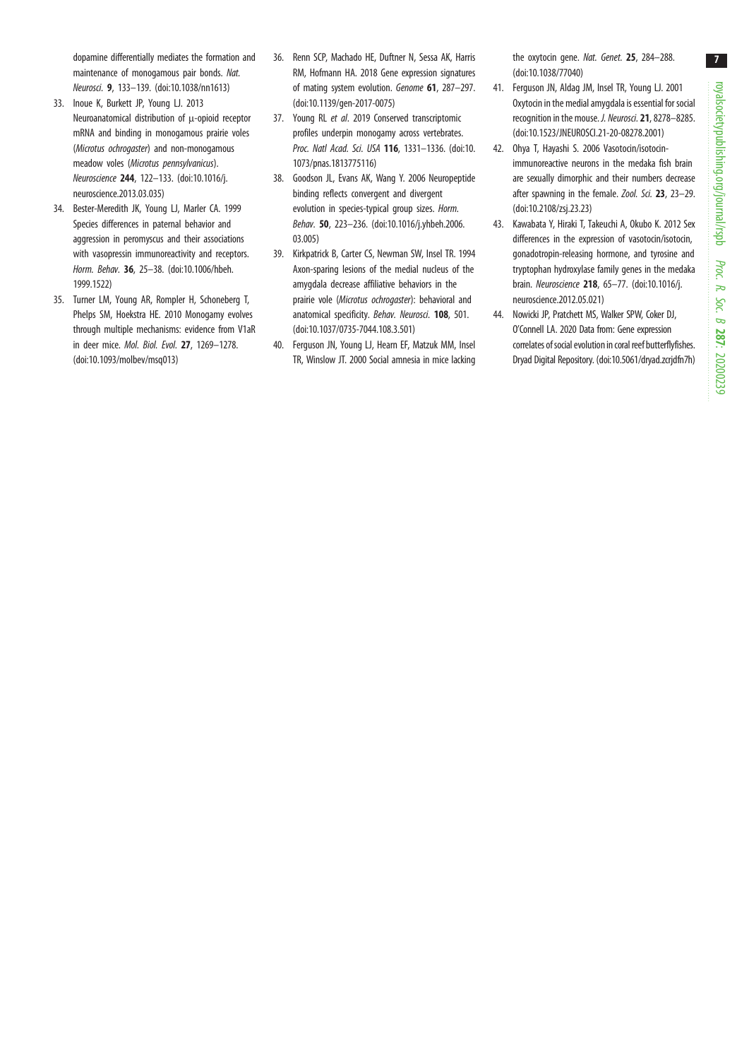dopamine differentially mediates the formation and maintenance of monogamous pair bonds. *Nat. Neurosci.* **9**, 133–139. (doi:10.1038/nn1613)

33. Inoue K, Burkett JP, Young LJ. 2013 Neuroanatomical distribution of μ-opioid receptor mRNA and binding in monogamous prairie voles (*Microtus ochrogaster*) and non-monogamous meadow voles (*Microtus pennsylvanicus*). *Neuroscience* **244**, 122–133. (doi:10.1016/j.neuroscience.2013.03.035)
34. Bester-Meredith JK, Young LJ, Marler CA. 1999 Species differences in paternal behavior and aggression in peromyscus and their associations with vasopressin immunoreactivity and receptors. *Horm. Behav.* **36**, 25–38. (doi:10.1006/hbeh.1999.1522)
35. Turner LM, Young AR, Rompler H, Schoneberg T, Phelps SM, Hoekstra HE. 2010 Monogamy evolves through multiple mechanisms: evidence from V1aR in deer mice. *Mol. Biol. Evol.* **27**, 1269–1278. (doi:10.1093/molbev/msq013)
36. Renn SCP, Machado HE, Duftner N, Sessa AK, Harris RM, Hofmann HA. 2018 Gene expression signatures of mating system evolution. *Genome* **61**, 287–297. (doi:10.1139/gen-2017-0075)
37. Young RL *et al.* 2019 Conserved transcriptomic profiles underpin monogamy across vertebrates. *Proc. Natl Acad. Sci. USA* **116**, 1331–1336. (doi:10.1073/pnas.1813775116)
38. Goodson JL, Evans AK, Wang Y. 2006 Neuropeptide binding reflects convergent and divergent evolution in species-typical group sizes. *Horm. Behav.* **50**, 223–236. (doi:10.1016/j.yhbeh.2006.03.005)
39. Kirkpatrick B, Carter CS, Newman SW, Insel TR. 1994 Axon-sparing lesions of the medial nucleus of the amygdala decrease affiliative behaviors in the prairie vole (*Microtus ochrogaster*): behavioral and anatomical specificity. *Behav. Neurosci.* **108**, 501. (doi:10.1037/0735-7044.108.3.501)
40. Ferguson JN, Young LJ, Hearn EF, Matzuk MM, Insel TR, Winslow JT. 2000 Social amnesia in mice lacking the oxytocin gene. *Nat. Genet.* **25**, 284–288. (doi:10.1038/77040)
41. Ferguson JN, Aldag JM, Insel TR, Young LJ. 2001 Oxytocin in the medial amygdala is essential for social recognition in the mouse. *J. Neurosci.* **21**, 8278–8285. (doi:10.1523/JNEUROSCI.21-20-08278.2001)
42. Ohya T, Hayashi S. 2006 Vasotocin/isotocin-immunoreactive neurons in the medaka fish brain are sexually dimorphic and their numbers decrease after spawning in the female. *Zool. Sci.* **23**, 23–29. (doi:10.2108/zsj.23.23)
43. Kawabata Y, Hiraki T, Takeuchi A, Okubo K. 2012 Sex differences in the expression of vasotocin/isotocin, gonadotropin-releasing hormone, and tyrosine and tryptophan hydroxylase family genes in the medaka brain. *Neuroscience* **218**, 65–77. (doi:10.1016/j.neuroscience.2012.05.021)
44. Nowicki JP, Pratchett MS, Walker SPW, Coker DJ, O'Connell LA. 2020 Data from: Gene expression correlates of social evolution in coral reef butterflyfishes. Dryad Digital Repository. (doi:10.5061/dryad.zcrjdfn7h)